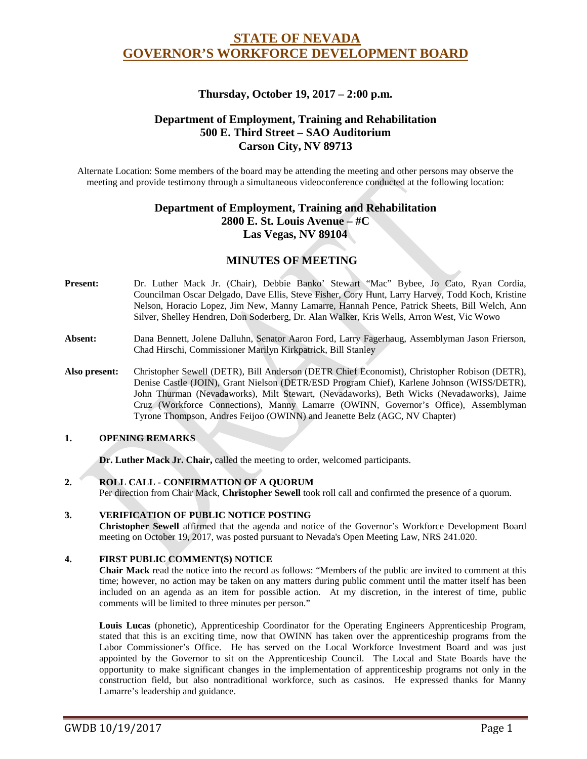# STATE OF NEVADA
# GOVERNOR'S WORKFORCE DEVELOPMENT BOARD

### Thursday, October 19, 2017 – 2:00 p.m.

### Department of Employment, Training and Rehabilitation
### 500 E. Third Street – SAO Auditorium
### Carson City, NV 89713

Alternate Location: Some members of the board may be attending the meeting and other persons may observe the meeting and provide testimony through a simultaneous videoconference conducted at the following location:

### Department of Employment, Training and Rehabilitation
### 2800 E. St. Louis Avenue – #C
### Las Vegas, NV 89104

## MINUTES OF MEETING

**Present:** Dr. Luther Mack Jr. (Chair), Debbie Banko' Stewart "Mac" Bybee, Jo Cato, Ryan Cordia, Councilman Oscar Delgado, Dave Ellis, Steve Fisher, Cory Hunt, Larry Harvey, Todd Koch, Kristine Nelson, Horacio Lopez, Jim New, Manny Lamarre, Hannah Pence, Patrick Sheets, Bill Welch, Ann Silver, Shelley Hendren, Don Soderberg, Dr. Alan Walker, Kris Wells, Arron West, Vic Wowo

**Absent:** Dana Bennett, Jolene Dalluhn, Senator Aaron Ford, Larry Fagerhaug, Assemblyman Jason Frierson, Chad Hirschi, Commissioner Marilyn Kirkpatrick, Bill Stanley

**Also present:** Christopher Sewell (DETR), Bill Anderson (DETR Chief Economist), Christopher Robison (DETR), Denise Castle (JOIN), Grant Nielson (DETR/ESD Program Chief), Karlene Johnson (WISS/DETR), John Thurman (Nevadaworks), Milt Stewart, (Nevadaworks), Beth Wicks (Nevadaworks), Jaime Cruz (Workforce Connections), Manny Lamarre (OWINN, Governor's Office), Assemblyman Tyrone Thompson, Andres Feijoo (OWINN) and Jeanette Belz (AGC, NV Chapter)

**1. OPENING REMARKS**

**Dr. Luther Mack Jr. Chair,** called the meeting to order, welcomed participants.

**2. ROLL CALL - CONFIRMATION OF A QUORUM**

Per direction from Chair Mack, **Christopher Sewell** took roll call and confirmed the presence of a quorum.

**3. VERIFICATION OF PUBLIC NOTICE POSTING**

**Christopher Sewell** affirmed that the agenda and notice of the Governor's Workforce Development Board meeting on October 19, 2017, was posted pursuant to Nevada's Open Meeting Law, NRS 241.020.

**4. FIRST PUBLIC COMMENT(S) NOTICE**

**Chair Mack** read the notice into the record as follows: "Members of the public are invited to comment at this time; however, no action may be taken on any matters during public comment until the matter itself has been included on an agenda as an item for possible action. At my discretion, in the interest of time, public comments will be limited to three minutes per person."

**Louis Lucas** (phonetic), Apprenticeship Coordinator for the Operating Engineers Apprenticeship Program, stated that this is an exciting time, now that OWINN has taken over the apprenticeship programs from the Labor Commissioner's Office. He has served on the Local Workforce Investment Board and was just appointed by the Governor to sit on the Apprenticeship Council. The Local and State Boards have the opportunity to make significant changes in the implementation of apprenticeship programs not only in the construction field, but also nontraditional workforce, such as casinos. He expressed thanks for Manny Lamarre's leadership and guidance.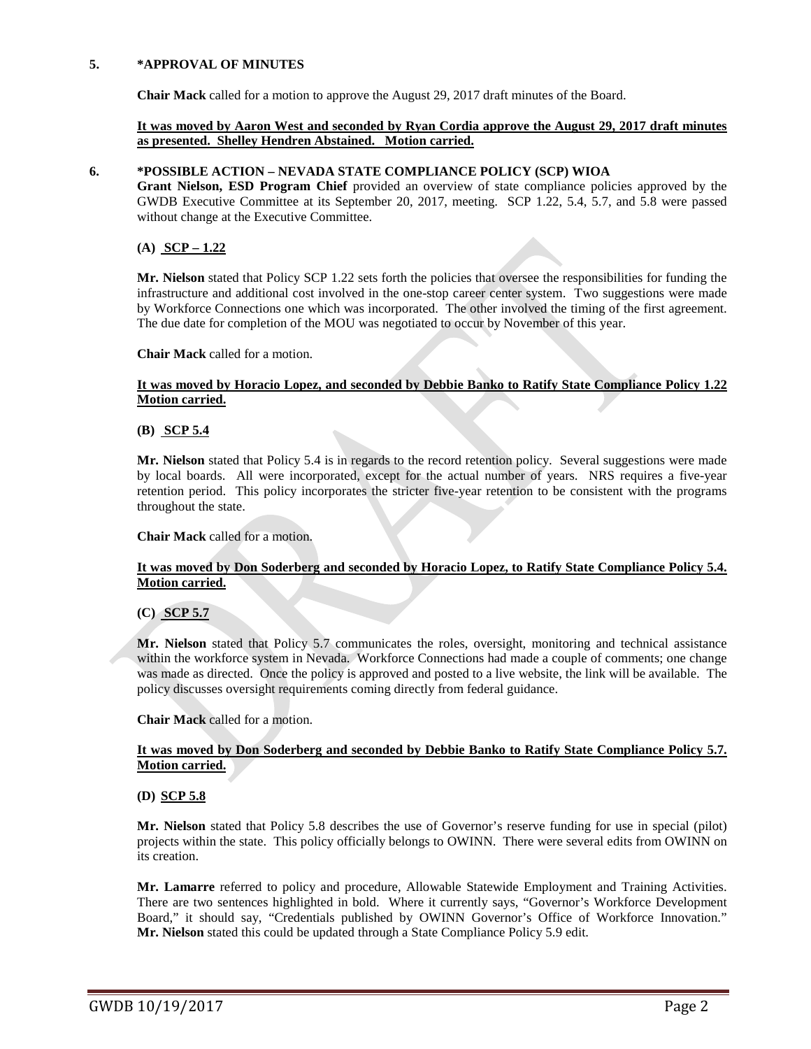**5. *APPROVAL OF MINUTES**

**Chair Mack** called for a motion to approve the August 29, 2017 draft minutes of the Board.

**It was moved by Aaron West and seconded by Ryan Cordia approve the August 29, 2017 draft minutes as presented. Shelley Hendren Abstained. Motion carried.**

**6. *POSSIBLE ACTION – NEVADA STATE COMPLIANCE POLICY (SCP) WIOA**

**Grant Nielson, ESD Program Chief** provided an overview of state compliance policies approved by the GWDB Executive Committee at its September 20, 2017, meeting. SCP 1.22, 5.4, 5.7, and 5.8 were passed without change at the Executive Committee.

**(A) SCP – 1.22**

**Mr. Nielson** stated that Policy SCP 1.22 sets forth the policies that oversee the responsibilities for funding the infrastructure and additional cost involved in the one-stop career center system. Two suggestions were made by Workforce Connections one which was incorporated. The other involved the timing of the first agreement. The due date for completion of the MOU was negotiated to occur by November of this year.

**Chair Mack** called for a motion.

**It was moved by Horacio Lopez, and seconded by Debbie Banko to Ratify State Compliance Policy 1.22 Motion carried.**

**(B) SCP 5.4**

**Mr. Nielson** stated that Policy 5.4 is in regards to the record retention policy. Several suggestions were made by local boards. All were incorporated, except for the actual number of years. NRS requires a five-year retention period. This policy incorporates the stricter five-year retention to be consistent with the programs throughout the state.

**Chair Mack** called for a motion.

**It was moved by Don Soderberg and seconded by Horacio Lopez, to Ratify State Compliance Policy 5.4. Motion carried.**

**(C) SCP 5.7**

**Mr. Nielson** stated that Policy 5.7 communicates the roles, oversight, monitoring and technical assistance within the workforce system in Nevada. Workforce Connections had made a couple of comments; one change was made as directed. Once the policy is approved and posted to a live website, the link will be available. The policy discusses oversight requirements coming directly from federal guidance.

**Chair Mack** called for a motion.

**It was moved by Don Soderberg and seconded by Debbie Banko to Ratify State Compliance Policy 5.7. Motion carried.**

**(D) SCP 5.8**

**Mr. Nielson** stated that Policy 5.8 describes the use of Governor's reserve funding for use in special (pilot) projects within the state. This policy officially belongs to OWINN. There were several edits from OWINN on its creation.

**Mr. Lamarre** referred to policy and procedure, Allowable Statewide Employment and Training Activities. There are two sentences highlighted in bold. Where it currently says, "Governor's Workforce Development Board," it should say, "Credentials published by OWINN Governor's Office of Workforce Innovation." **Mr. Nielson** stated this could be updated through a State Compliance Policy 5.9 edit.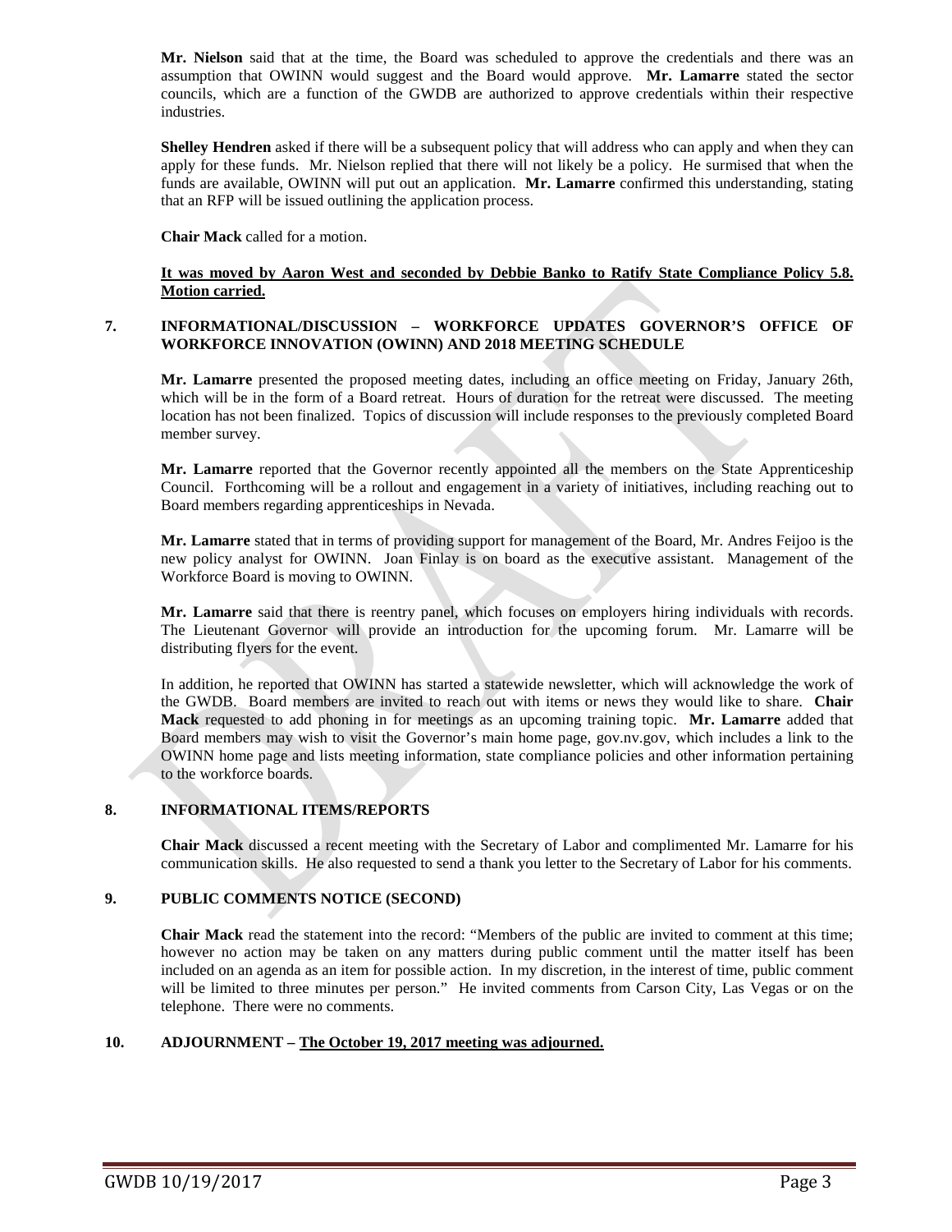**Mr. Nielson** said that at the time, the Board was scheduled to approve the credentials and there was an assumption that OWINN would suggest and the Board would approve. **Mr. Lamarre** stated the sector councils, which are a function of the GWDB are authorized to approve credentials within their respective industries.

**Shelley Hendren** asked if there will be a subsequent policy that will address who can apply and when they can apply for these funds. Mr. Nielson replied that there will not likely be a policy. He surmised that when the funds are available, OWINN will put out an application. **Mr. Lamarre** confirmed this understanding, stating that an RFP will be issued outlining the application process.

**Chair Mack** called for a motion.

**It was moved by Aaron West and seconded by Debbie Banko to Ratify State Compliance Policy 5.8. Motion carried.**

## 7. INFORMATIONAL/DISCUSSION – WORKFORCE UPDATES GOVERNOR'S OFFICE OF WORKFORCE INNOVATION (OWINN) AND 2018 MEETING SCHEDULE

**Mr. Lamarre** presented the proposed meeting dates, including an office meeting on Friday, January 26th, which will be in the form of a Board retreat. Hours of duration for the retreat were discussed. The meeting location has not been finalized. Topics of discussion will include responses to the previously completed Board member survey.

**Mr. Lamarre** reported that the Governor recently appointed all the members on the State Apprenticeship Council. Forthcoming will be a rollout and engagement in a variety of initiatives, including reaching out to Board members regarding apprenticeships in Nevada.

**Mr. Lamarre** stated that in terms of providing support for management of the Board, Mr. Andres Feijoo is the new policy analyst for OWINN. Joan Finlay is on board as the executive assistant. Management of the Workforce Board is moving to OWINN.

**Mr. Lamarre** said that there is reentry panel, which focuses on employers hiring individuals with records. The Lieutenant Governor will provide an introduction for the upcoming forum. Mr. Lamarre will be distributing flyers for the event.

In addition, he reported that OWINN has started a statewide newsletter, which will acknowledge the work of the GWDB. Board members are invited to reach out with items or news they would like to share. **Chair Mack** requested to add phoning in for meetings as an upcoming training topic. **Mr. Lamarre** added that Board members may wish to visit the Governor's main home page, gov.nv.gov, which includes a link to the OWINN home page and lists meeting information, state compliance policies and other information pertaining to the workforce boards.

## 8. INFORMATIONAL ITEMS/REPORTS

**Chair Mack** discussed a recent meeting with the Secretary of Labor and complimented Mr. Lamarre for his communication skills. He also requested to send a thank you letter to the Secretary of Labor for his comments.

## 9. PUBLIC COMMENTS NOTICE (SECOND)

**Chair Mack** read the statement into the record: "Members of the public are invited to comment at this time; however no action may be taken on any matters during public comment until the matter itself has been included on an agenda as an item for possible action. In my discretion, in the interest of time, public comment will be limited to three minutes per person." He invited comments from Carson City, Las Vegas or on the telephone. There were no comments.

## 10. ADJOURNMENT – The October 19, 2017 meeting was adjourned.